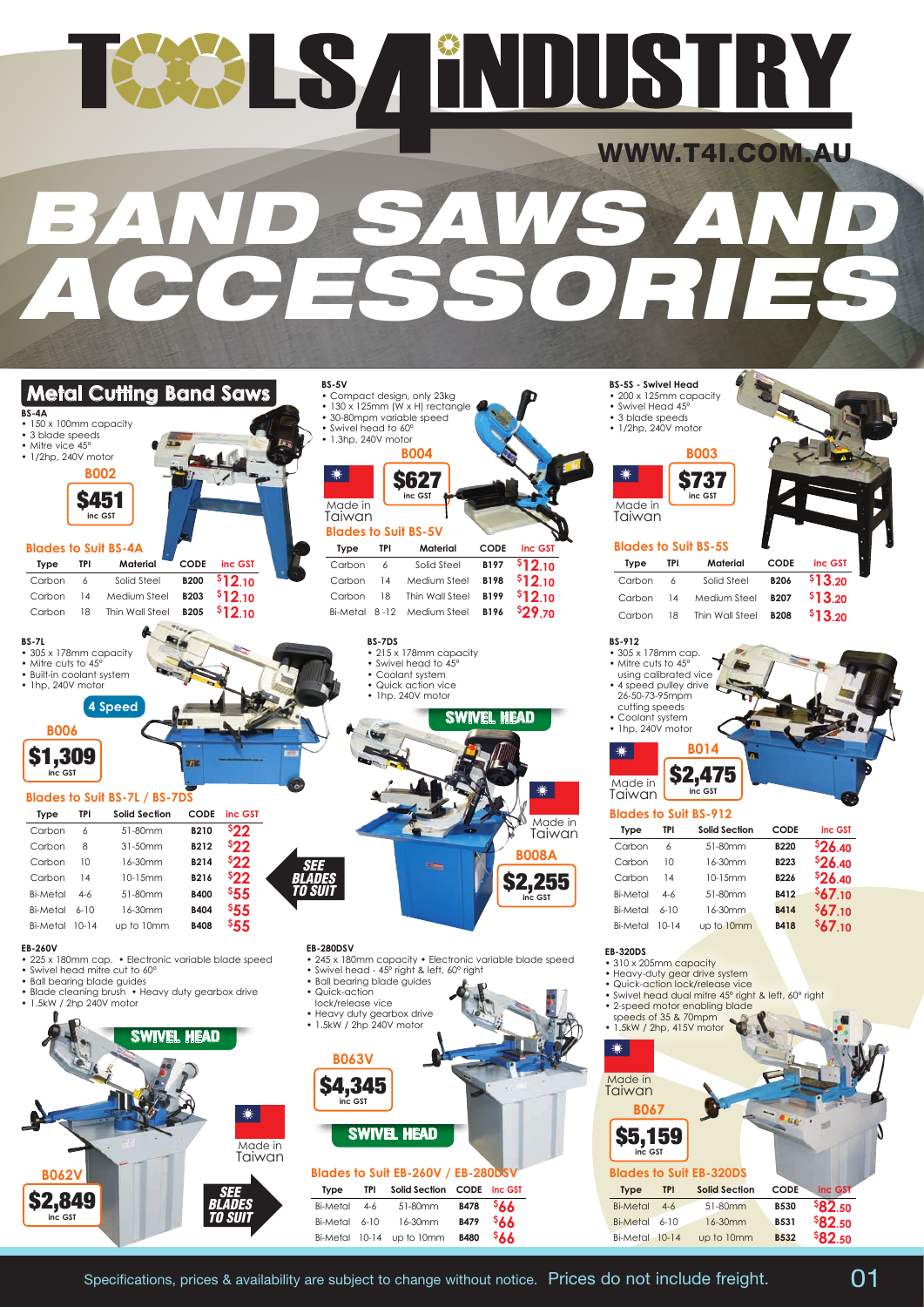# TOOLS 4 INDUSTRY

WWW.T4I.COM.AU

# BAND SAWS AND ACCESSORIES

## Metal Cutting Band Saws

### BS-4A

- 150 x 100mm capacity
- 3 blade speeds
- Mitre vice 45°
- 1/2hp, 240V motor

**B002**

**$451** inc GST

#### Blades to Suit BS-4A

| Type | TPI | Material | CODE | inc GST |
|---|---|---|---|---|
| Carbon | 6 | Solid Steel | B200 | $12.10 |
| Carbon | 14 | Medium Steel | B203 | $12.10 |
| Carbon | 18 | Thin Wall Steel | B205 | $12.10 |

### BS-5V

- Compact design, only 23kg
- 130 x 125mm (W x H) rectangle
- 30-80mpm variable speed
- Swivel head to 60°
- 1.3hp, 240V motor

**B004**

**$627** inc GST

Made in Taiwan

#### Blades to Suit BS-5V

| Type | TPI | Material | CODE | inc GST |
|---|---|---|---|---|
| Carbon | 6 | Solid Steel | B197 | $12.10 |
| Carbon | 14 | Medium Steel | B198 | $12.10 |
| Carbon | 18 | Thin Wall Steel | B199 | $12.10 |
| Bi-Metal | 8-12 | Medium Steel | B196 | $29.70 |

### BS-5S - Swivel Head

- 200 x 125mm capacity
- Swivel Head 45°
- 3 blade speeds
- 1/2hp, 240V motor

**B003**

**$737** inc GST

Made in Taiwan

#### Blades to Suit BS-5S

| Type | TPI | Material | CODE | inc GST |
|---|---|---|---|---|
| Carbon | 6 | Solid Steel | B206 | $13.20 |
| Carbon | 14 | Medium Steel | B207 | $13.20 |
| Carbon | 18 | Thin Wall Steel | B208 | $13.20 |

### BS-7L

- 305 x 178mm capacity
- Mitre cuts to 45°
- Built-in coolant system
- 1hp, 240V motor

4 Speed

**B006**

**$1,309** inc GST

### BS-7DS

- 215 x 178mm capacity
- Swivel head to 45°
- Coolant system
- Quick action vice
- 1hp, 240V motor

SWIVEL HEAD

Made in Taiwan

**B008A**

**$2,255** inc GST

#### Blades to Suit BS-7L / BS-7DS

| Type | TPI | Solid Section | CODE | inc GST |
|---|---|---|---|---|
| Carbon | 6 | 51-80mm | B210 | $22 |
| Carbon | 8 | 31-50mm | B212 | $22 |
| Carbon | 10 | 16-30mm | B214 | $22 |
| Carbon | 14 | 10-15mm | B216 | $22 |
| Bi-Metal | 4-6 | 51-80mm | B400 | $55 |
| Bi-Metal | 6-10 | 16-30mm | B404 | $55 |
| Bi-Metal | 10-14 | up to 10mm | B408 | $55 |

SEE BLADES TO SUIT

### BS-912

- 305 x 178mm cap.
- Mitre cuts to 45° using calibrated vice
- 4 speed pulley drive 26-50-73-95mpm cutting speeds
- Coolant system
- 1hp, 240V motor

**B014**

**$2,475** inc GST

Made in Taiwan

#### Blades to Suit BS-912

| Type | TPI | Solid Section | CODE | inc GST |
|---|---|---|---|---|
| Carbon | 6 | 51-80mm | B220 | $26.40 |
| Carbon | 10 | 16-30mm | B223 | $26.40 |
| Carbon | 14 | 10-15mm | B226 | $26.40 |
| Bi-Metal | 4-6 | 51-80mm | B412 | $67.10 |
| Bi-Metal | 6-10 | 16-30mm | B414 | $67.10 |
| Bi-Metal | 10-14 | up to 10mm | B418 | $67.10 |

### EB-260V

- 225 x 180mm cap.
- Electronic variable blade speed
- Swivel head mitre cut to 60°
- Ball bearing blade guides
- Blade cleaning brush
- Heavy duty gearbox drive
- 1.5kW / 2hp 240V motor

SWIVEL HEAD

Made in Taiwan

**B062V**

**$2,849** inc GST

SEE BLADES TO SUIT

### EB-280DSV

- 245 x 180mm capacity
- Electronic variable blade speed
- Swivel head - 45° right & left, 60° right
- Ball bearing blade guides
- Quick-action lock/release vice
- Heavy duty gearbox drive
- 1.5kW / 2hp 240V motor

**B063V**

**$4,345** inc GST

SWIVEL HEAD

#### Blades to Suit EB-260V / EB-280DSV

| Type | TPI | Solid Section | CODE | inc GST |
|---|---|---|---|---|
| Bi-Metal | 4-6 | 51-80mm | B478 | $66 |
| Bi-Metal | 6-10 | 16-30mm | B479 | $66 |
| Bi-Metal | 10-14 | up to 10mm | B480 | $66 |

### EB-320DS

- 310 x 205mm capacity
- Heavy-duty gear drive system
- Quick-action lock/release vice
- Swivel head dual mitre 45° right & left, 60° right
- 2-speed motor enabling blade speeds of 35 & 70mpm
- 1.5kW / 2hp, 415V motor

Made in Taiwan

**B067**

**$5,159** inc GST

#### Blades to Suit EB-320DS

| Type | TPI | Solid Section | CODE | inc GST |
|---|---|---|---|---|
| Bi-Metal | 4-6 | 51-80mm | B530 | $82.50 |
| Bi-Metal | 6-10 | 16-30mm | B531 | $82.50 |
| Bi-Metal | 10-14 | up to 10mm | B532 | $82.50 |

Specifications, prices & availability are subject to change without notice. Prices do not include freight.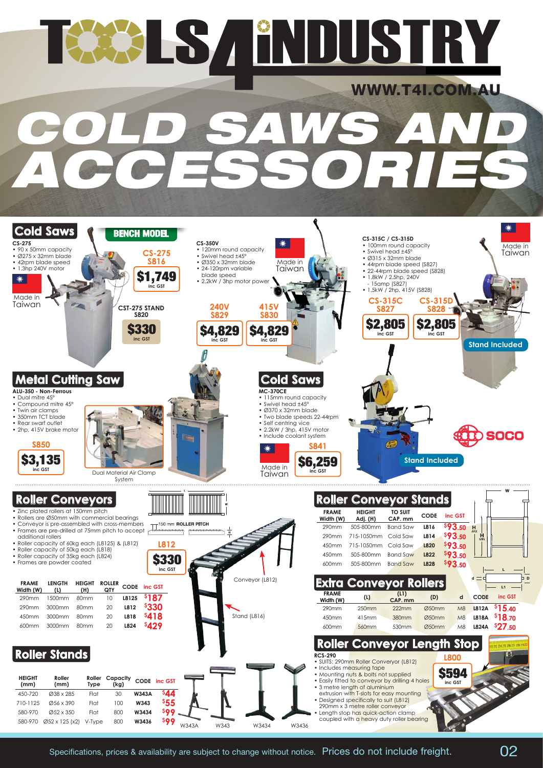# TOOLS4INDUSTRY

WWW.T4I.COM.AU

# COLD SAWS AND ACCESSORIES

## Cold Saws

BENCH MODEL

**CS-275**
- 90 x 50mm capacity
- Ø275 x 32mm blade
- 42rpm blade speed
- 1.3hp 240V motor

Made in Taiwan

CS-275
S816
**$1,749** inc GST

CST-275 STAND
S820
**$330** inc GST

**CS-350V**
- 120mm round capacity
- Swivel head ±45°
- Ø350 x 32mm blade
- 24-120rpm variable blade speed
- 2.2kW / 3hp motor power

Made in Taiwan

240V
S829
**$4,829** inc GST

415V
S830
**$4,829** inc GST

**CS-315C / CS-315D**
- 100mm round capacity
- Swivel head ±45°
- Ø315 x 32mm blade
- 44rpm blade speed (S827)
- 22-44rpm blade speed (S828)
- 1.8kW / 2.5hp, 240V
  - 15amp (S827)
- 1.5kW / 2hp, 415V (S828)

Made in Taiwan

CS-315C
S827
**$2,805** inc GST

CS-315D
S828
**$2,805** inc GST

Stand Included

## Metal Cutting Saw

**ALU-350 - Non-Ferrous**
- Dual mitre 45°
- Compound mitre 45°
- Twin air clamps
- 350mm TCT blade
- Rear swarf outlet
- 2hp, 415V brake motor

S850
**$3,135** inc GST

Dual Material Air Clamp System

## Cold Saws

**MC-370CE**
- 115mm round capacity
- Swivel head ±45°
- Ø370 x 32mm blade
- Two blade speeds 22-44rpm
- Self centring vice
- 2.2kW / 3hp, 415V motor
- Include coolant system

Made in Taiwan

S841
**$6,259** inc GST

Stand Included

SOCO

## Roller Conveyors

- Zinc plated rollers at 150mm pitch
- Rollers are Ø50mm with commercial bearings
- Conveyor is pre-assembled with cross-members
- Frames are pre-drilled at 75mm pitch to accept additional rollers
- Roller capacity of 60kg each (L8125) & (L812)
- Roller capacity of 50kg each (L818)
- Roller capacity of 35kg each (L824)
- Frames are powder coated

150 mm ROLLER PITCH

L812
**$330** inc GST

Conveyor (L812)

Stand (L816)

| FRAME Width (W) | LENGTH (L) | HEIGHT (H) | ROLLER QTY | CODE | inc GST |
|---|---|---|---|---|---|
| 290mm | 1500mm | 80mm | 10 | L8125 | $187 |
| 290mm | 3000mm | 80mm | 20 | L812 | $330 |
| 450mm | 3000mm | 80mm | 20 | L818 | $418 |
| 600mm | 3000mm | 80mm | 20 | L824 | $429 |

## Roller Stands

| HEIGHT (mm) | Roller (mm) | Roller Type | Capacity (kg) | CODE | inc GST |
|---|---|---|---|---|---|
| 450-720 | Ø38 x 285 | Flat | 30 | W343A | $44 |
| 710-1125 | Ø56 x 390 | Flat | 100 | W343 | $55 |
| 580-970 | Ø52 x 350 | Flat | 800 | W3434 | $99 |
| 580-970 | Ø52 x 125 (x2) | V-Type | 800 | W3436 | $99 |

W343A W343 W3434 W3436

## Roller Conveyor Stands

| FRAME Width (W) | HEIGHT Adj. (H) | TO SUIT CAP. mm | CODE | inc GST |
|---|---|---|---|---|
| 290mm | 505-800mm | Band Saw | L816 | $93.50 |
| 290mm | 715-1050mm | Cold Saw | L814 | $93.50 |
| 450mm | 715-1050mm | Cold Saw | L820 | $93.50 |
| 450mm | 505-800mm | Band Saw | L822 | $93.50 |
| 600mm | 505-800mm | Band Saw | L828 | $93.50 |

## Extra Conveyor Rollers

| FRAME Width (W) | (L) | (L1) CAP. mm | (D) | d | CODE | inc GST |
|---|---|---|---|---|---|---|
| 290mm | 250mm | 222mm | Ø50mm | M8 | L812A | $15.40 |
| 450mm | 415mm | 380mm | Ø50mm | M8 | L818A | $18.70 |
| 600mm | 560mm | 530mm | Ø50mm | M8 | L824A | $27.50 |

## Roller Conveyor Length Stop

**RCS-290**
- SUITS: 290mm Roller Conveyor (L812)
- Includes measuring tape
- Mounting nuts & bolts not supplied
- Easily fitted to conveyor by drilling 4 holes
- 3 metre length of aluminium extrusion with T-slots for easy mounting
- Designed specifically to suit (L812) 290mm x 3 metre roller conveyor
- Length stop has quick-action clamp coupled with a heavy duty roller bearing

L800
**$594** inc GST

Specifications, prices & availability are subject to change without notice. Prices do not include freight.